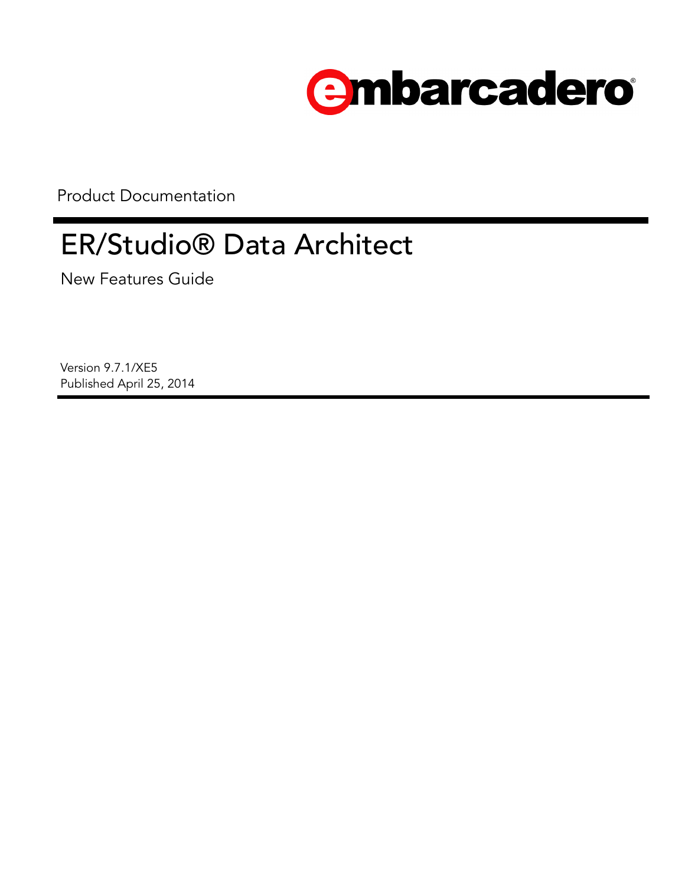embarcadero®

Product Documentation

# ER/Studio® Data Architect

New Features Guide

Version 9.7.1/XE5
Published April 25, 2014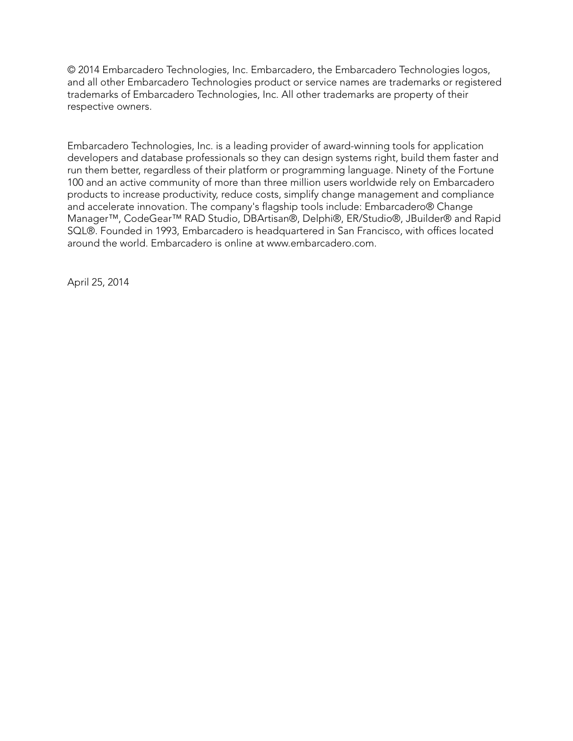© 2014 Embarcadero Technologies, Inc. Embarcadero, the Embarcadero Technologies logos, and all other Embarcadero Technologies product or service names are trademarks or registered trademarks of Embarcadero Technologies, Inc. All other trademarks are property of their respective owners.

Embarcadero Technologies, Inc. is a leading provider of award-winning tools for application developers and database professionals so they can design systems right, build them faster and run them better, regardless of their platform or programming language. Ninety of the Fortune 100 and an active community of more than three million users worldwide rely on Embarcadero products to increase productivity, reduce costs, simplify change management and compliance and accelerate innovation. The company's flagship tools include: Embarcadero® Change Manager™, CodeGear™ RAD Studio, DBArtisan®, Delphi®, ER/Studio®, JBuilder® and Rapid SQL®. Founded in 1993, Embarcadero is headquartered in San Francisco, with offices located around the world. Embarcadero is online at www.embarcadero.com.

April 25, 2014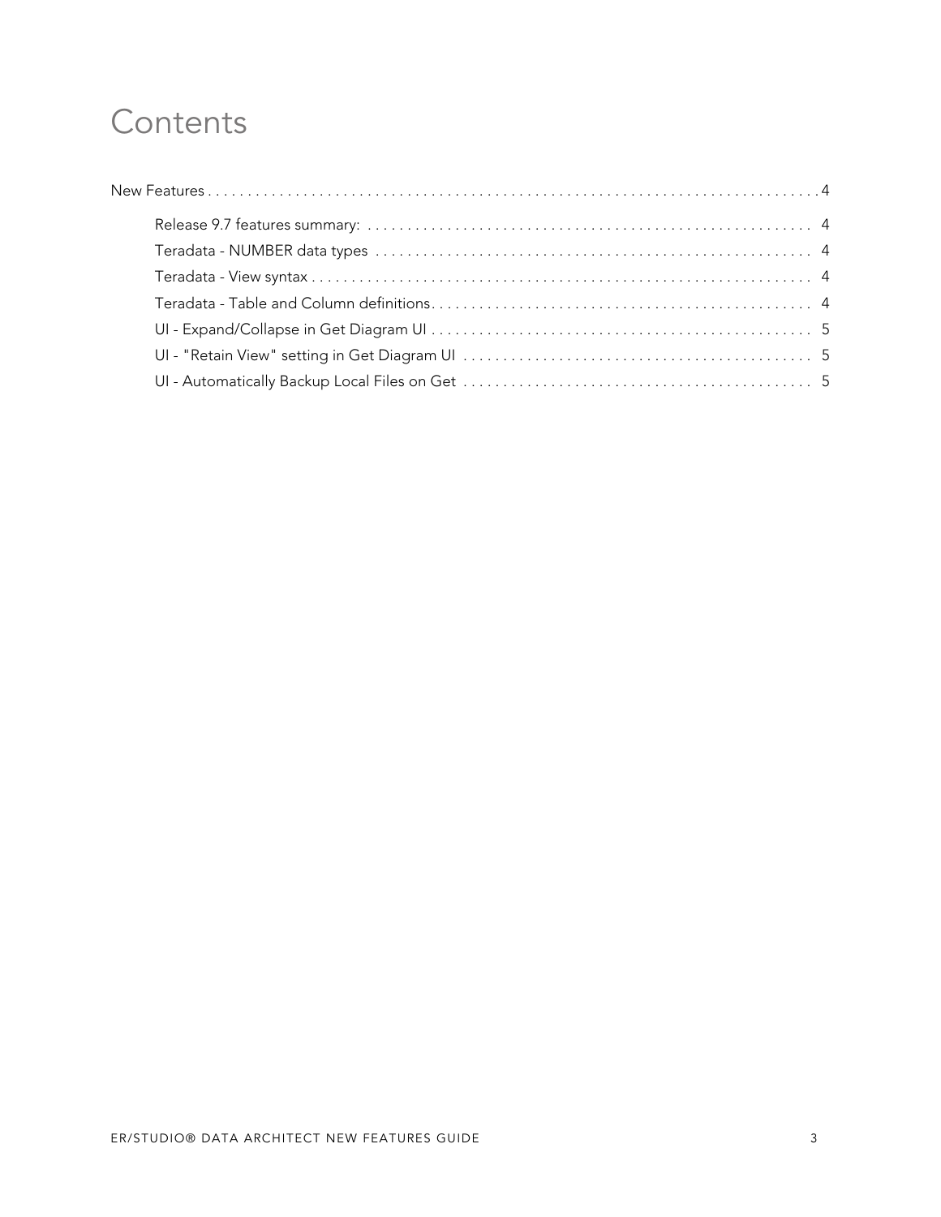# Contents

New Features . . . . . . . . . . . . . . . . . . . . . . . . . . . . . . . . . . . . . . . . . . . . . . . . . . . . . . . . . . . . . . . . . . . . . . . . . . 4

- Release 9.7 features summary: . . . . . . . . . . . . . . . . . . . . . . . . . . . . . . . . . . . . . . . . . . . . . . . . . . . . . . . 4
- Teradata - NUMBER data types . . . . . . . . . . . . . . . . . . . . . . . . . . . . . . . . . . . . . . . . . . . . . . . . . . . . . . 4
- Teradata - View syntax . . . . . . . . . . . . . . . . . . . . . . . . . . . . . . . . . . . . . . . . . . . . . . . . . . . . . . . . . . . . . 4
- Teradata - Table and Column definitions . . . . . . . . . . . . . . . . . . . . . . . . . . . . . . . . . . . . . . . . . . . . . . . 4
- UI - Expand/Collapse in Get Diagram UI . . . . . . . . . . . . . . . . . . . . . . . . . . . . . . . . . . . . . . . . . . . . . . . 5
- UI - "Retain View" setting in Get Diagram UI . . . . . . . . . . . . . . . . . . . . . . . . . . . . . . . . . . . . . . . . . . . 5
- UI - Automatically Backup Local Files on Get . . . . . . . . . . . . . . . . . . . . . . . . . . . . . . . . . . . . . . . . . . . 5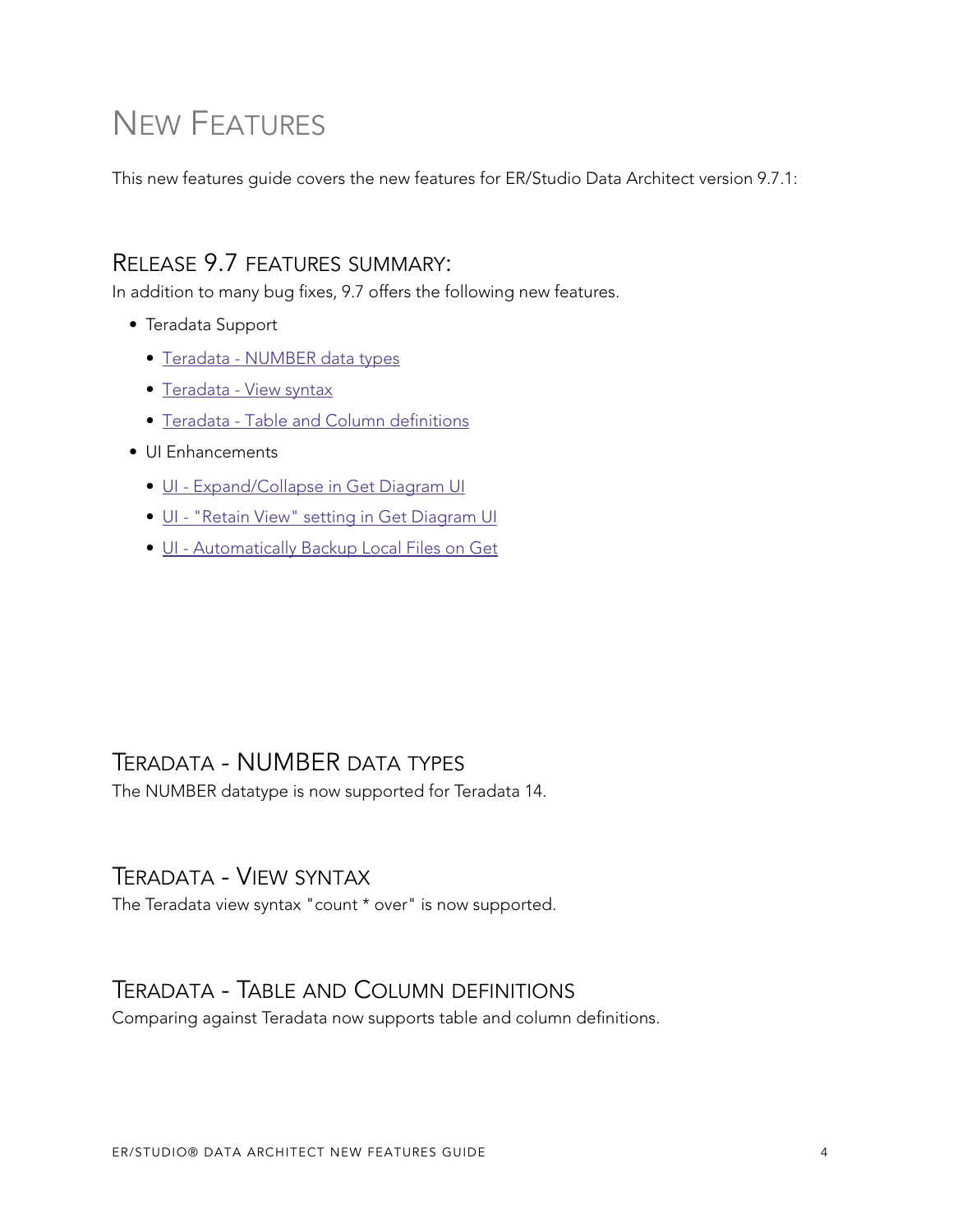# New Features

This new features guide covers the new features for ER/Studio Data Architect version 9.7.1:

## Release 9.7 features summary:

In addition to many bug fixes, 9.7 offers the following new features.

- Teradata Support
  - Teradata - NUMBER data types
  - Teradata - View syntax
  - Teradata - Table and Column definitions
- UI Enhancements
  - UI - Expand/Collapse in Get Diagram UI
  - UI - "Retain View" setting in Get Diagram UI
  - UI - Automatically Backup Local Files on Get

## Teradata - NUMBER data types

The NUMBER datatype is now supported for Teradata 14.

## Teradata - View syntax

The Teradata view syntax "count * over" is now supported.

## Teradata - Table and Column definitions

Comparing against Teradata now supports table and column definitions.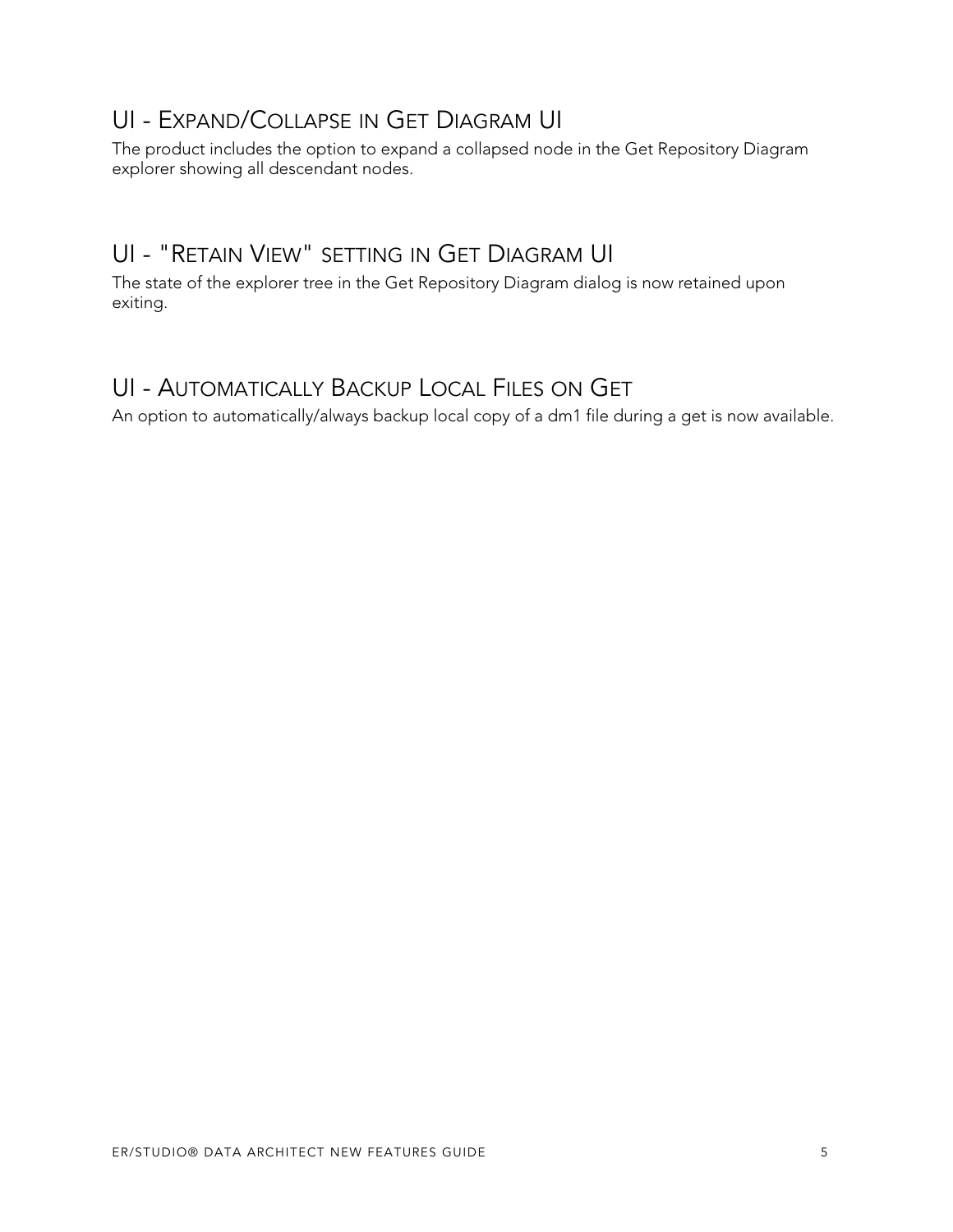## UI - Expand/Collapse in Get Diagram UI

The product includes the option to expand a collapsed node in the Get Repository Diagram explorer showing all descendant nodes.

## UI - "Retain View" setting in Get Diagram UI

The state of the explorer tree in the Get Repository Diagram dialog is now retained upon exiting.

## UI - Automatically Backup Local Files on Get

An option to automatically/always backup local copy of a dm1 file during a get is now available.